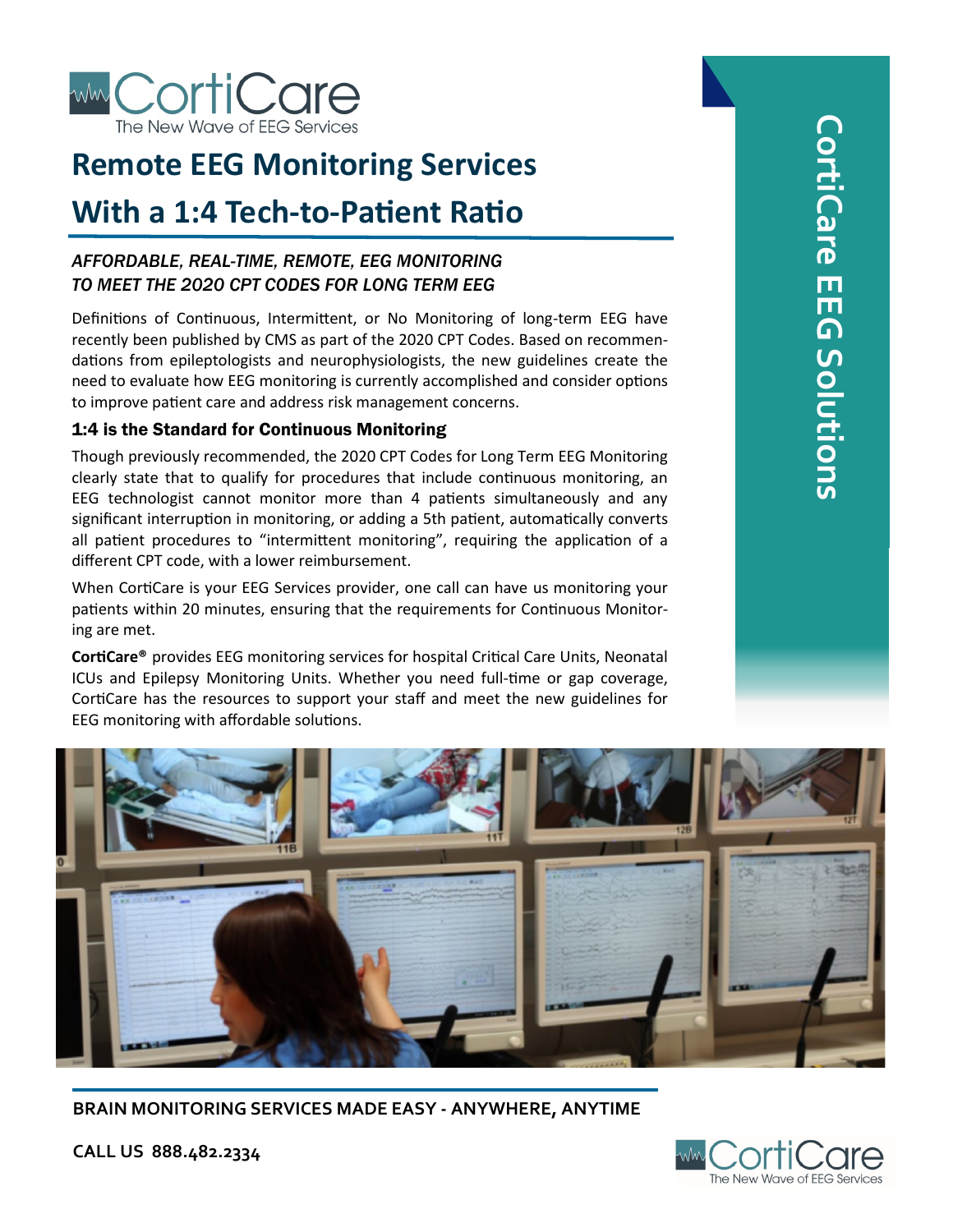CortiCare
The New Wave of EEG Services

# Remote EEG Monitoring Services With a 1:4 Tech-to-Patient Ratio

*AFFORDABLE, REAL-TIME, REMOTE, EEG MONITORING TO MEET THE 2020 CPT CODES FOR LONG TERM EEG*

Definitions of Continuous, Intermittent, or No Monitoring of long-term EEG have recently been published by CMS as part of the 2020 CPT Codes. Based on recommendations from epileptologists and neurophysiologists, the new guidelines create the need to evaluate how EEG monitoring is currently accomplished and consider options to improve patient care and address risk management concerns.

### 1:4 is the Standard for Continuous Monitoring

Though previously recommended, the 2020 CPT Codes for Long Term EEG Monitoring clearly state that to qualify for procedures that include continuous monitoring, an EEG technologist cannot monitor more than 4 patients simultaneously and any significant interruption in monitoring, or adding a 5th patient, automatically converts all patient procedures to "intermittent monitoring", requiring the application of a different CPT code, with a lower reimbursement.

When CortiCare is your EEG Services provider, one call can have us monitoring your patients within 20 minutes, ensuring that the requirements for Continuous Monitoring are met.

**CortiCare®** provides EEG monitoring services for hospital Critical Care Units, Neonatal ICUs and Epilepsy Monitoring Units. Whether you need full-time or gap coverage, CortiCare has the resources to support your staff and meet the new guidelines for EEG monitoring with affordable solutions.

CortiCare EEG Solutions

**BRAIN MONITORING SERVICES MADE EASY - ANYWHERE, ANYTIME**

**CALL US 888.482.2334**

CortiCare
The New Wave of EEG Services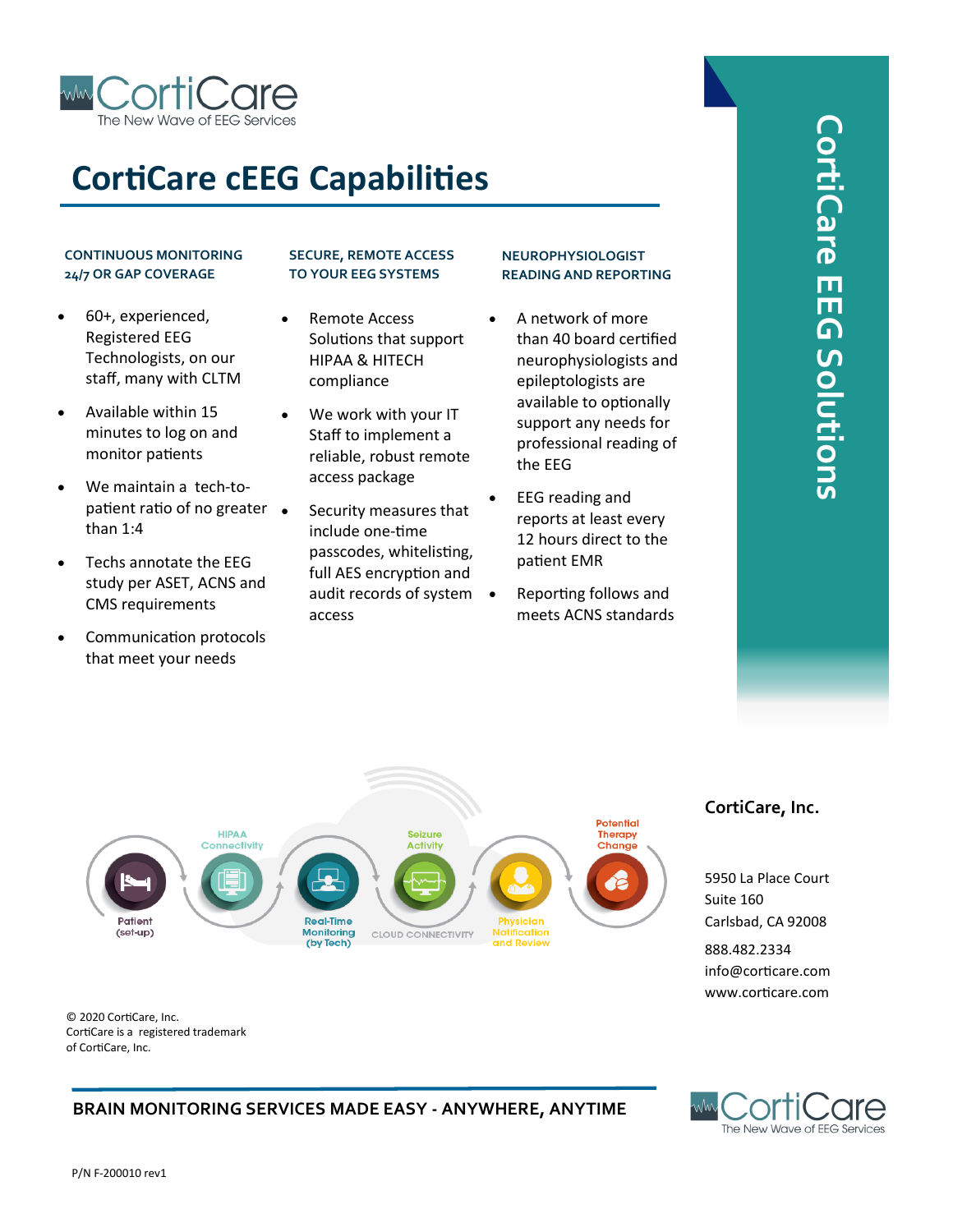CortiCare
The New Wave of EEG Services

# CortiCare cEEG Capabilities

CortiCare EEG Solutions

### CONTINUOUS MONITORING 24/7 OR GAP COVERAGE

- 60+, experienced, Registered EEG Technologists, on our staff, many with CLTM
- Available within 15 minutes to log on and monitor patients
- We maintain a tech-to-patient ratio of no greater than 1:4
- Techs annotate the EEG study per ASET, ACNS and CMS requirements
- Communication protocols that meet your needs

### SECURE, REMOTE ACCESS TO YOUR EEG SYSTEMS

- Remote Access Solutions that support HIPAA & HITECH compliance
- We work with your IT Staff to implement a reliable, robust remote access package
- Security measures that include one-time passcodes, whitelisting, full AES encryption and audit records of system access

### NEUROPHYSIOLOGIST READING AND REPORTING

- A network of more than 40 board certified neurophysiologists and epileptologists are available to optionally support any needs for professional reading of the EEG
- EEG reading and reports at least every 12 hours direct to the patient EMR
- Reporting follows and meets ACNS standards

Patient (set-up)
HIPAA Connectivity
Real-Time Monitoring (by Tech)
Seizure Activity
CLOUD CONNECTIVITY
Physician Notification and Review
Potential Therapy Change

**CortiCare, Inc.**

5950 La Place Court
Suite 160
Carlsbad, CA 92008

888.482.2334
info@corticare.com
www.corticare.com

© 2020 CortiCare, Inc.
CortiCare is a registered trademark of CortiCare, Inc.

**BRAIN MONITORING SERVICES MADE EASY - ANYWHERE, ANYTIME**

CortiCare
The New Wave of EEG Services

P/N F-200010 rev1